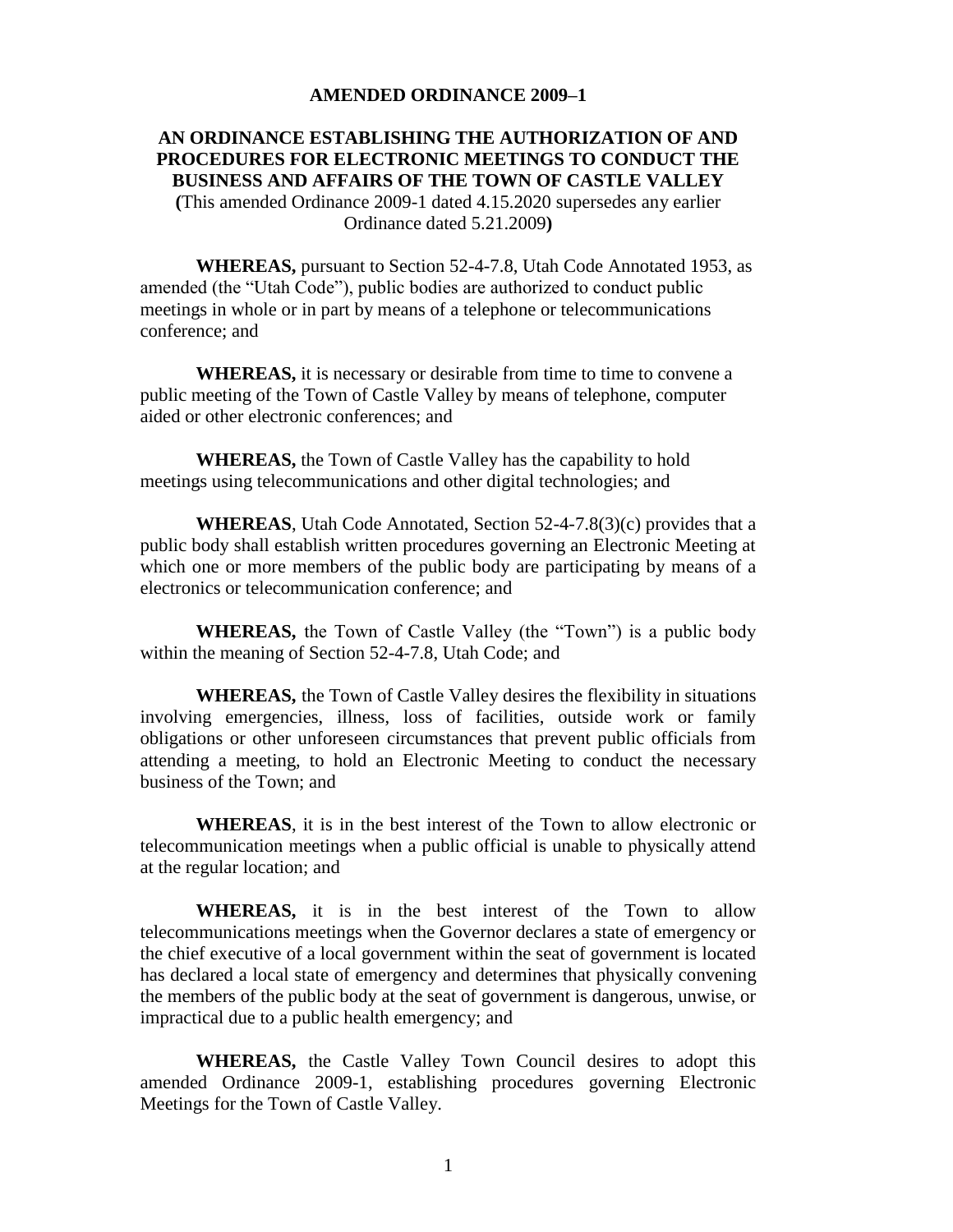# AMENDED ORDINANCE 2009–1

## AN ORDINANCE ESTABLISHING THE AUTHORIZATION OF AND PROCEDURES FOR ELECTRONIC MEETINGS TO CONDUCT THE BUSINESS AND AFFAIRS OF THE TOWN OF CASTLE VALLEY

**(**This amended Ordinance 2009-1 dated 4.15.2020 supersedes any earlier Ordinance dated 5.21.2009**)**

**WHEREAS,** pursuant to Section 52-4-7.8, Utah Code Annotated 1953, as amended (the "Utah Code"), public bodies are authorized to conduct public meetings in whole or in part by means of a telephone or telecommunications conference; and

**WHEREAS,** it is necessary or desirable from time to time to convene a public meeting of the Town of Castle Valley by means of telephone, computer aided or other electronic conferences; and

**WHEREAS,** the Town of Castle Valley has the capability to hold meetings using telecommunications and other digital technologies; and

**WHEREAS**, Utah Code Annotated, Section 52-4-7.8(3)(c) provides that a public body shall establish written procedures governing an Electronic Meeting at which one or more members of the public body are participating by means of a electronics or telecommunication conference; and

**WHEREAS,** the Town of Castle Valley (the "Town") is a public body within the meaning of Section 52-4-7.8, Utah Code; and

**WHEREAS,** the Town of Castle Valley desires the flexibility in situations involving emergencies, illness, loss of facilities, outside work or family obligations or other unforeseen circumstances that prevent public officials from attending a meeting, to hold an Electronic Meeting to conduct the necessary business of the Town; and

**WHEREAS**, it is in the best interest of the Town to allow electronic or telecommunication meetings when a public official is unable to physically attend at the regular location; and

**WHEREAS,** it is in the best interest of the Town to allow telecommunications meetings when the Governor declares a state of emergency or the chief executive of a local government within the seat of government is located has declared a local state of emergency and determines that physically convening the members of the public body at the seat of government is dangerous, unwise, or impractical due to a public health emergency; and

**WHEREAS,** the Castle Valley Town Council desires to adopt this amended Ordinance 2009-1, establishing procedures governing Electronic Meetings for the Town of Castle Valley.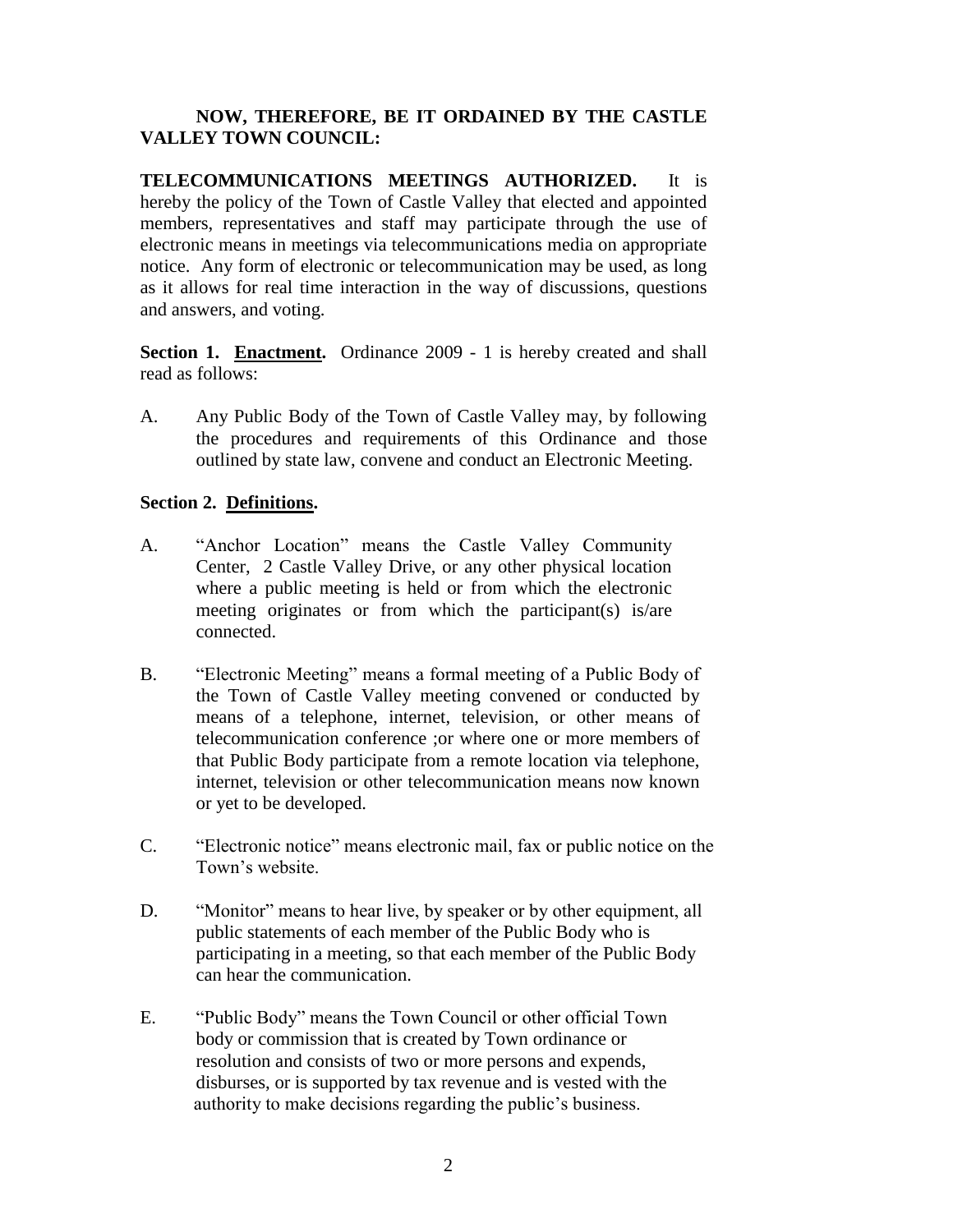**NOW, THEREFORE, BE IT ORDAINED BY THE CASTLE VALLEY TOWN COUNCIL:**

**TELECOMMUNICATIONS MEETINGS AUTHORIZED.** It is hereby the policy of the Town of Castle Valley that elected and appointed members, representatives and staff may participate through the use of electronic means in meetings via telecommunications media on appropriate notice. Any form of electronic or telecommunication may be used, as long as it allows for real time interaction in the way of discussions, questions and answers, and voting.

**Section 1. <u>Enactment</u>.** Ordinance 2009 - 1 is hereby created and shall read as follows:

A. Any Public Body of the Town of Castle Valley may, by following the procedures and requirements of this Ordinance and those outlined by state law, convene and conduct an Electronic Meeting.

**Section 2. <u>Definitions</u>.**

A. "Anchor Location" means the Castle Valley Community Center, 2 Castle Valley Drive, or any other physical location where a public meeting is held or from which the electronic meeting originates or from which the participant(s) is/are connected.

B. "Electronic Meeting" means a formal meeting of a Public Body of the Town of Castle Valley meeting convened or conducted by means of a telephone, internet, television, or other means of telecommunication conference ;or where one or more members of that Public Body participate from a remote location via telephone, internet, television or other telecommunication means now known or yet to be developed.

C. "Electronic notice" means electronic mail, fax or public notice on the Town's website.

D. "Monitor" means to hear live, by speaker or by other equipment, all public statements of each member of the Public Body who is participating in a meeting, so that each member of the Public Body can hear the communication.

E. "Public Body" means the Town Council or other official Town body or commission that is created by Town ordinance or resolution and consists of two or more persons and expends, disburses, or is supported by tax revenue and is vested with the authority to make decisions regarding the public's business.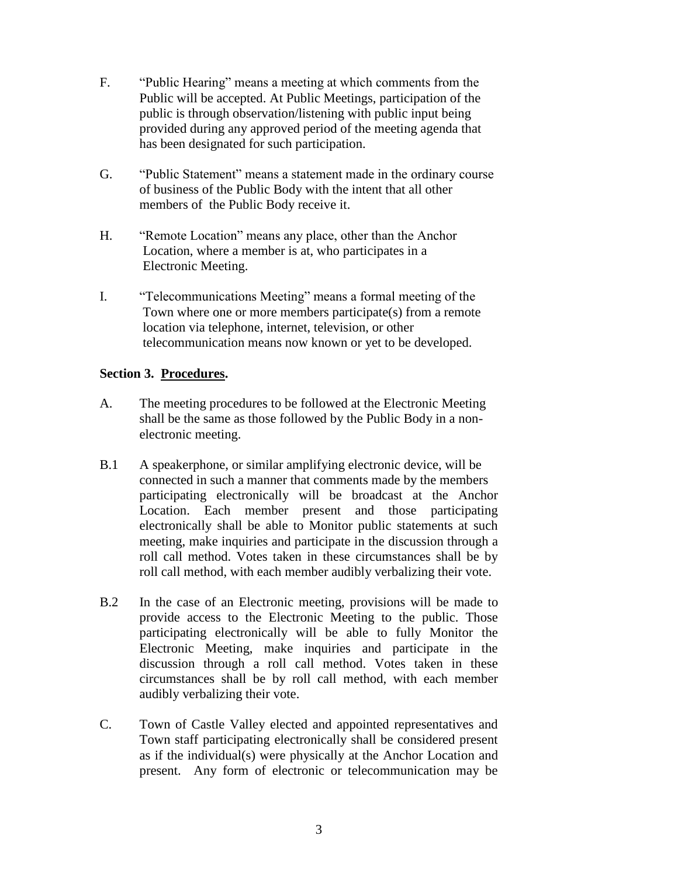F. "Public Hearing" means a meeting at which comments from the Public will be accepted. At Public Meetings, participation of the public is through observation/listening with public input being provided during any approved period of the meeting agenda that has been designated for such participation.

G. "Public Statement" means a statement made in the ordinary course of business of the Public Body with the intent that all other members of the Public Body receive it.

H. "Remote Location" means any place, other than the Anchor Location, where a member is at, who participates in a Electronic Meeting.

I. "Telecommunications Meeting" means a formal meeting of the Town where one or more members participate(s) from a remote location via telephone, internet, television, or other telecommunication means now known or yet to be developed.

**Section 3. Procedures.**

A. The meeting procedures to be followed at the Electronic Meeting shall be the same as those followed by the Public Body in a non-electronic meeting.

B.1 A speakerphone, or similar amplifying electronic device, will be connected in such a manner that comments made by the members participating electronically will be broadcast at the Anchor Location. Each member present and those participating electronically shall be able to Monitor public statements at such meeting, make inquiries and participate in the discussion through a roll call method. Votes taken in these circumstances shall be by roll call method, with each member audibly verbalizing their vote.

B.2 In the case of an Electronic meeting, provisions will be made to provide access to the Electronic Meeting to the public. Those participating electronically will be able to fully Monitor the Electronic Meeting, make inquiries and participate in the discussion through a roll call method. Votes taken in these circumstances shall be by roll call method, with each member audibly verbalizing their vote.

C. Town of Castle Valley elected and appointed representatives and Town staff participating electronically shall be considered present as if the individual(s) were physically at the Anchor Location and present. Any form of electronic or telecommunication may be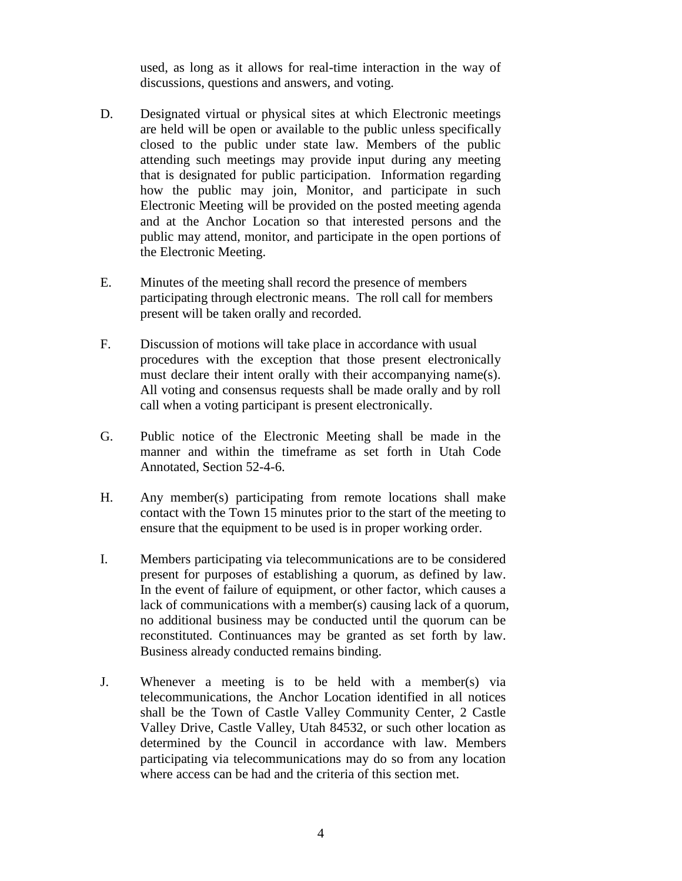used, as long as it allows for real-time interaction in the way of discussions, questions and answers, and voting.

D. Designated virtual or physical sites at which Electronic meetings are held will be open or available to the public unless specifically closed to the public under state law. Members of the public attending such meetings may provide input during any meeting that is designated for public participation. Information regarding how the public may join, Monitor, and participate in such Electronic Meeting will be provided on the posted meeting agenda and at the Anchor Location so that interested persons and the public may attend, monitor, and participate in the open portions of the Electronic Meeting.

E. Minutes of the meeting shall record the presence of members participating through electronic means. The roll call for members present will be taken orally and recorded.

F. Discussion of motions will take place in accordance with usual procedures with the exception that those present electronically must declare their intent orally with their accompanying name(s). All voting and consensus requests shall be made orally and by roll call when a voting participant is present electronically.

G. Public notice of the Electronic Meeting shall be made in the manner and within the timeframe as set forth in Utah Code Annotated, Section 52-4-6.

H. Any member(s) participating from remote locations shall make contact with the Town 15 minutes prior to the start of the meeting to ensure that the equipment to be used is in proper working order.

I. Members participating via telecommunications are to be considered present for purposes of establishing a quorum, as defined by law. In the event of failure of equipment, or other factor, which causes a lack of communications with a member(s) causing lack of a quorum, no additional business may be conducted until the quorum can be reconstituted. Continuances may be granted as set forth by law. Business already conducted remains binding.

J. Whenever a meeting is to be held with a member(s) via telecommunications, the Anchor Location identified in all notices shall be the Town of Castle Valley Community Center, 2 Castle Valley Drive, Castle Valley, Utah 84532, or such other location as determined by the Council in accordance with law. Members participating via telecommunications may do so from any location where access can be had and the criteria of this section met.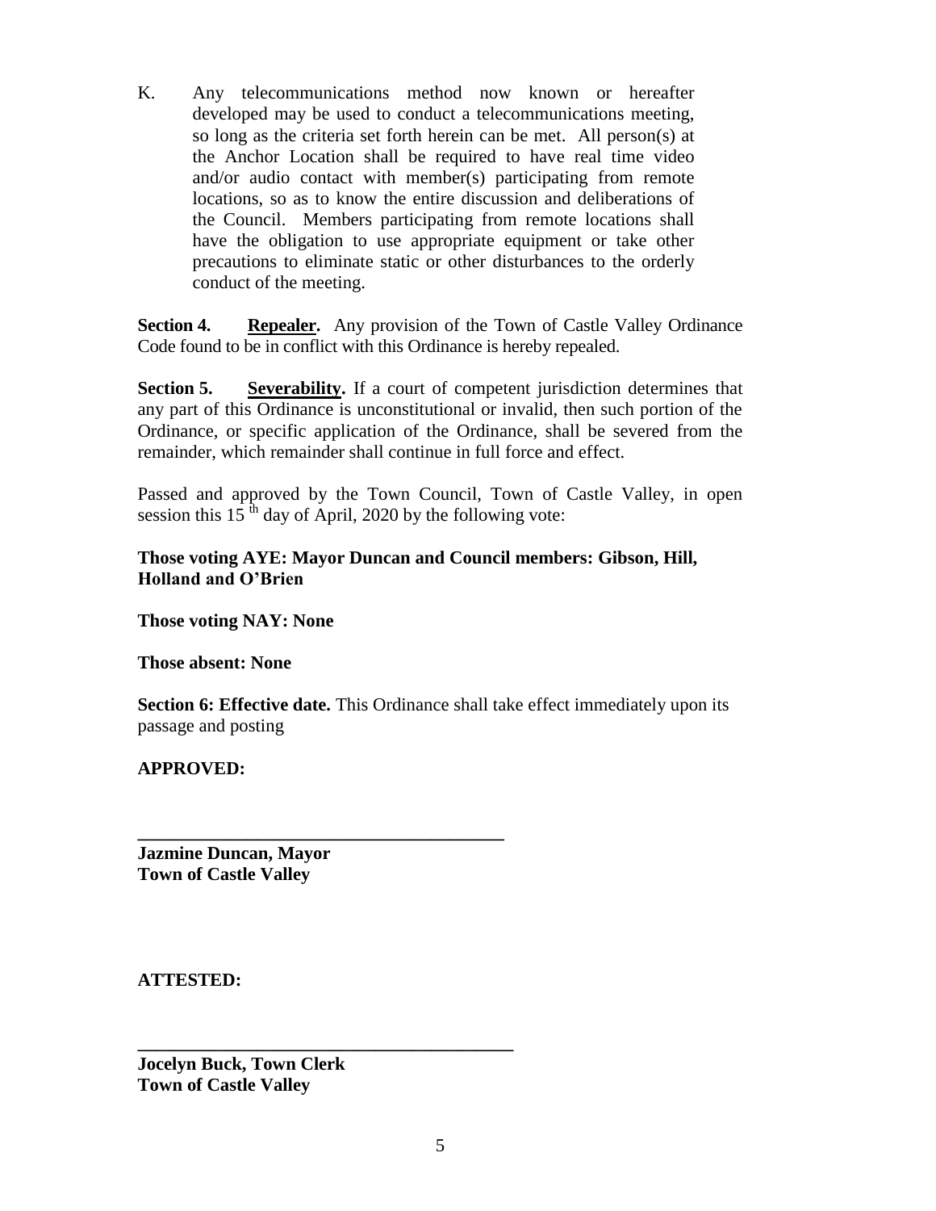K. Any telecommunications method now known or hereafter developed may be used to conduct a telecommunications meeting, so long as the criteria set forth herein can be met. All person(s) at the Anchor Location shall be required to have real time video and/or audio contact with member(s) participating from remote locations, so as to know the entire discussion and deliberations of the Council. Members participating from remote locations shall have the obligation to use appropriate equipment or take other precautions to eliminate static or other disturbances to the orderly conduct of the meeting.

**Section 4.** **<u>Repealer</u>.** Any provision of the Town of Castle Valley Ordinance Code found to be in conflict with this Ordinance is hereby repealed.

**Section 5.** **<u>Severability</u>.** If a court of competent jurisdiction determines that any part of this Ordinance is unconstitutional or invalid, then such portion of the Ordinance, or specific application of the Ordinance, shall be severed from the remainder, which remainder shall continue in full force and effect.

Passed and approved by the Town Council, Town of Castle Valley, in open session this 15th day of April, 2020 by the following vote:

**Those voting AYE: Mayor Duncan and Council members: Gibson, Hill, Holland and O'Brien**

**Those voting NAY: None**

**Those absent: None**

**Section 6: Effective date.** This Ordinance shall take effect immediately upon its passage and posting

**APPROVED:**

**\_\_\_\_\_\_\_\_\_\_\_\_\_\_\_\_\_\_\_\_\_\_\_\_\_\_\_\_\_\_\_\_\_\_\_\_\_\_\_\_**
**Jazmine Duncan, Mayor**
**Town of Castle Valley**

**ATTESTED:**

**\_\_\_\_\_\_\_\_\_\_\_\_\_\_\_\_\_\_\_\_\_\_\_\_\_\_\_\_\_\_\_\_\_\_\_\_\_\_\_\_**
**Jocelyn Buck, Town Clerk**
**Town of Castle Valley**